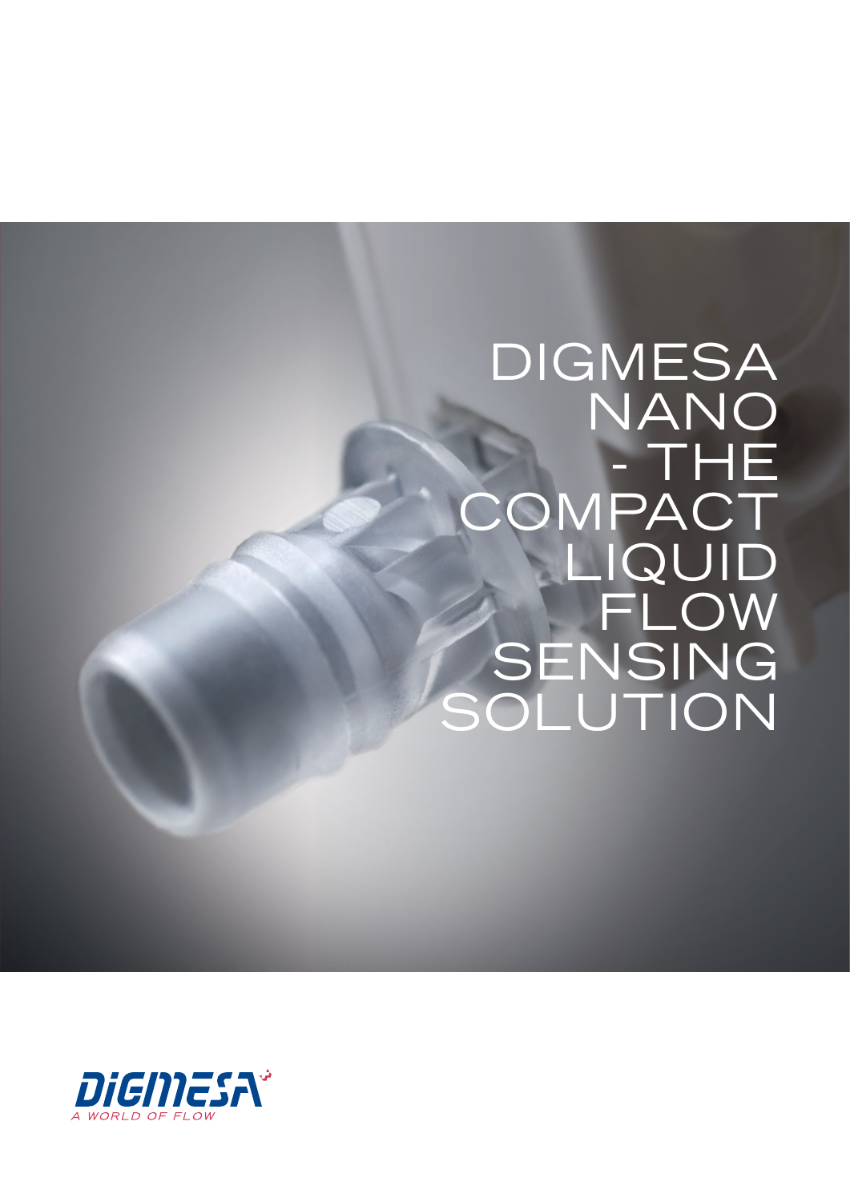# DIGMESA NANO - THE COMPACT LIQUID FLOW SENSING SOLUTION

DIGMESA

A WORLD OF FLOW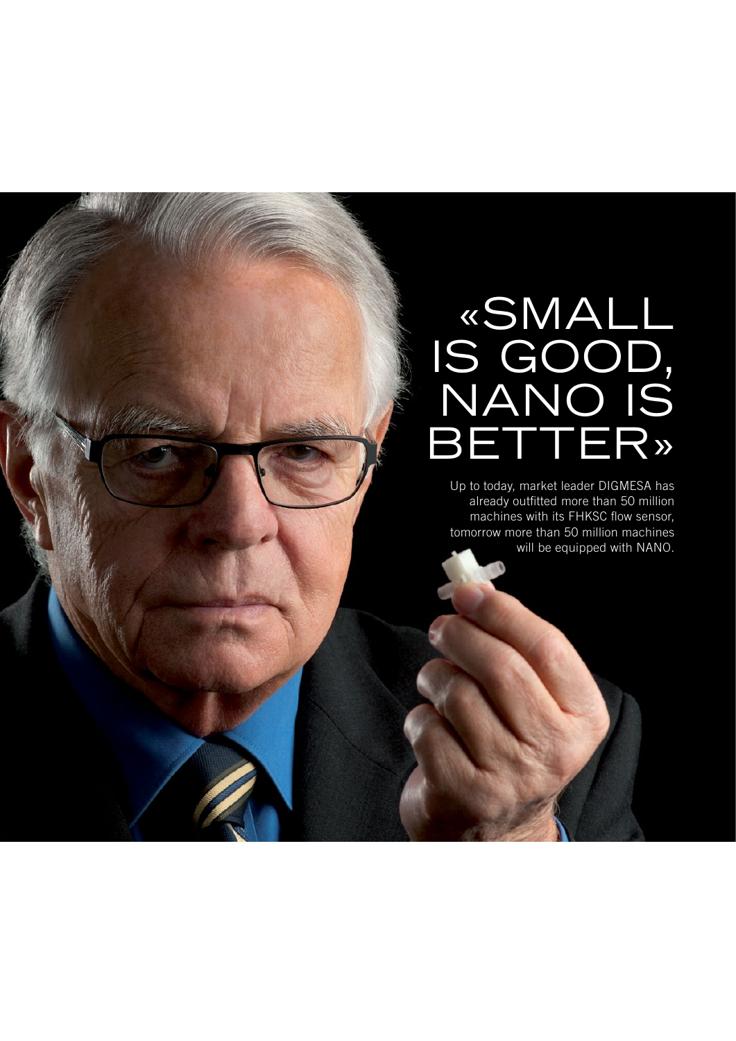# «SMALL IS GOOD, NANO IS BETTER»

Up to today, market leader DIGMESA has already outfitted more than 50 million machines with its FHKSC flow sensor, tomorrow more than 50 million machines will be equipped with NANO.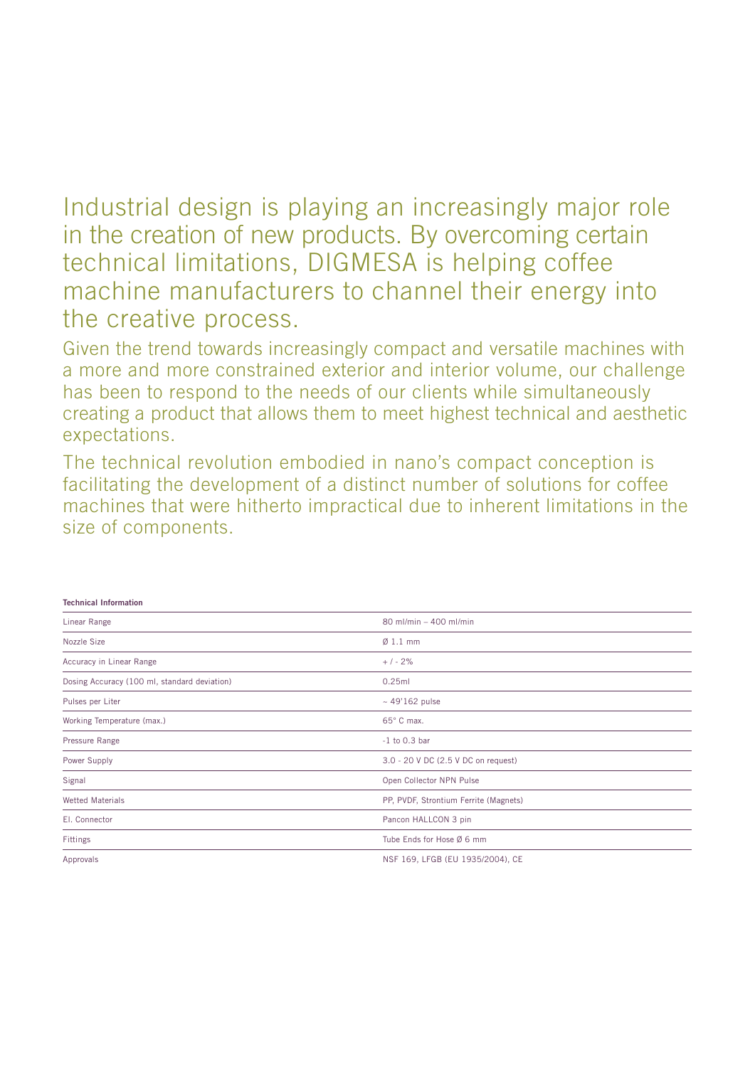Industrial design is playing an increasingly major role in the creation of new products. By overcoming certain technical limitations, DIGMESA is helping coffee machine manufacturers to channel their energy into the creative process.

Given the trend towards increasingly compact and versatile machines with a more and more constrained exterior and interior volume, our challenge has been to respond to the needs of our clients while simultaneously creating a product that allows them to meet highest technical and aesthetic expectations.

The technical revolution embodied in nano's compact conception is facilitating the development of a distinct number of solutions for coffee machines that were hitherto impractical due to inherent limitations in the size of components.

**Technical Information**

| | |
|---|---|
| Linear Range | 80 ml/min – 400 ml/min |
| Nozzle Size | Ø 1.1 mm |
| Accuracy in Linear Range | + / - 2% |
| Dosing Accuracy (100 ml, standard deviation) | 0.25ml |
| Pulses per Liter | ~ 49'162 pulse |
| Working Temperature (max.) | 65° C max. |
| Pressure Range | -1 to 0.3 bar |
| Power Supply | 3.0 - 20 V DC (2.5 V DC on request) |
| Signal | Open Collector NPN Pulse |
| Wetted Materials | PP, PVDF, Strontium Ferrite (Magnets) |
| El. Connector | Pancon HALLCON 3 pin |
| Fittings | Tube Ends for Hose Ø 6 mm |
| Approvals | NSF 169, LFGB (EU 1935/2004), CE |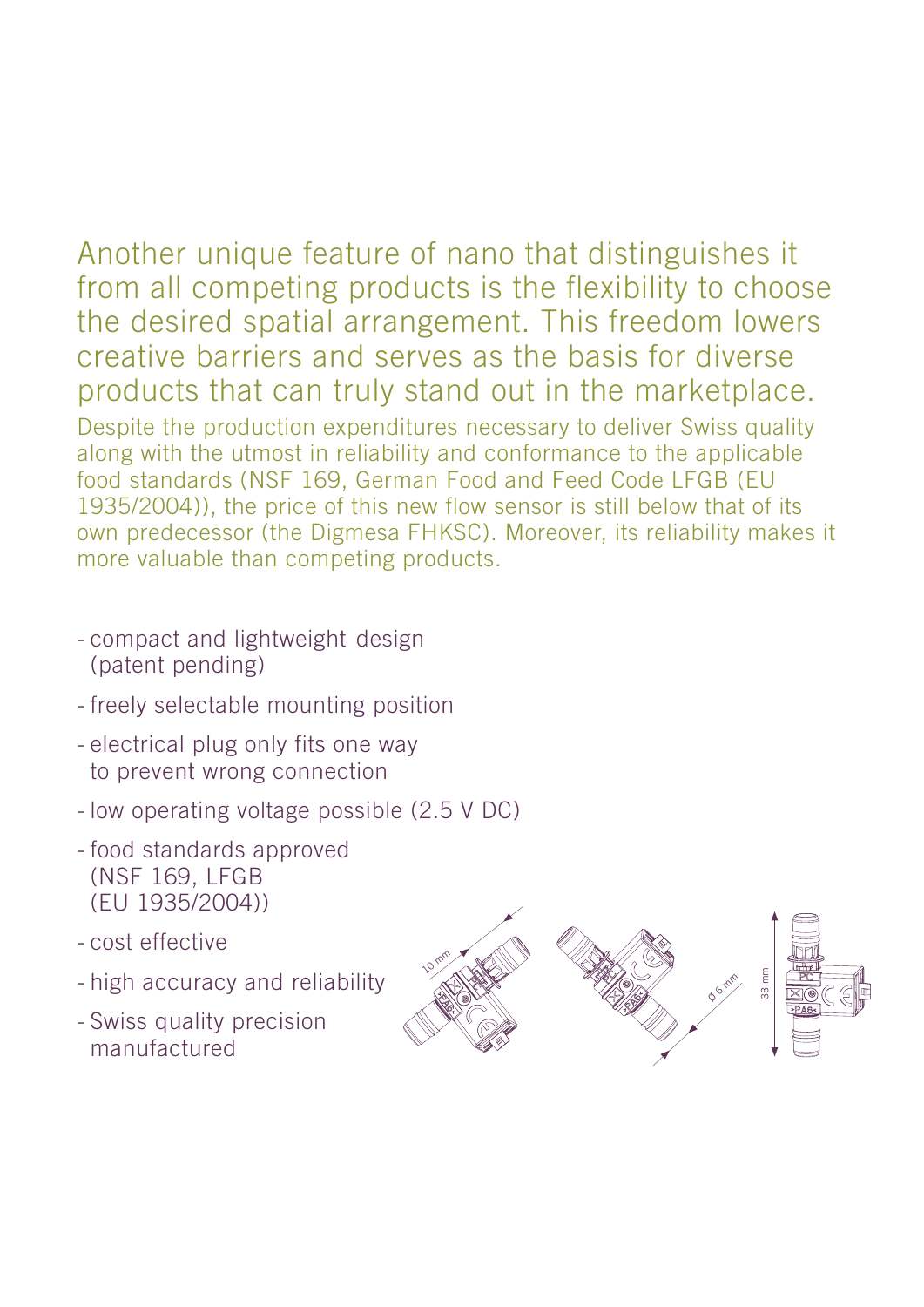Another unique feature of nano that distinguishes it from all competing products is the flexibility to choose the desired spatial arrangement. This freedom lowers creative barriers and serves as the basis for diverse products that can truly stand out in the marketplace.

Despite the production expenditures necessary to deliver Swiss quality along with the utmost in reliability and conformance to the applicable food standards (NSF 169, German Food and Feed Code LFGB (EU 1935/2004)), the price of this new flow sensor is still below that of its own predecessor (the Digmesa FHKSC). Moreover, its reliability makes it more valuable than competing products.

- compact and lightweight design (patent pending)
- freely selectable mounting position
- electrical plug only fits one way to prevent wrong connection
- low operating voltage possible (2.5 V DC)
- food standards approved (NSF 169, LFGB (EU 1935/2004))
- cost effective
- high accuracy and reliability
- Swiss quality precision manufactured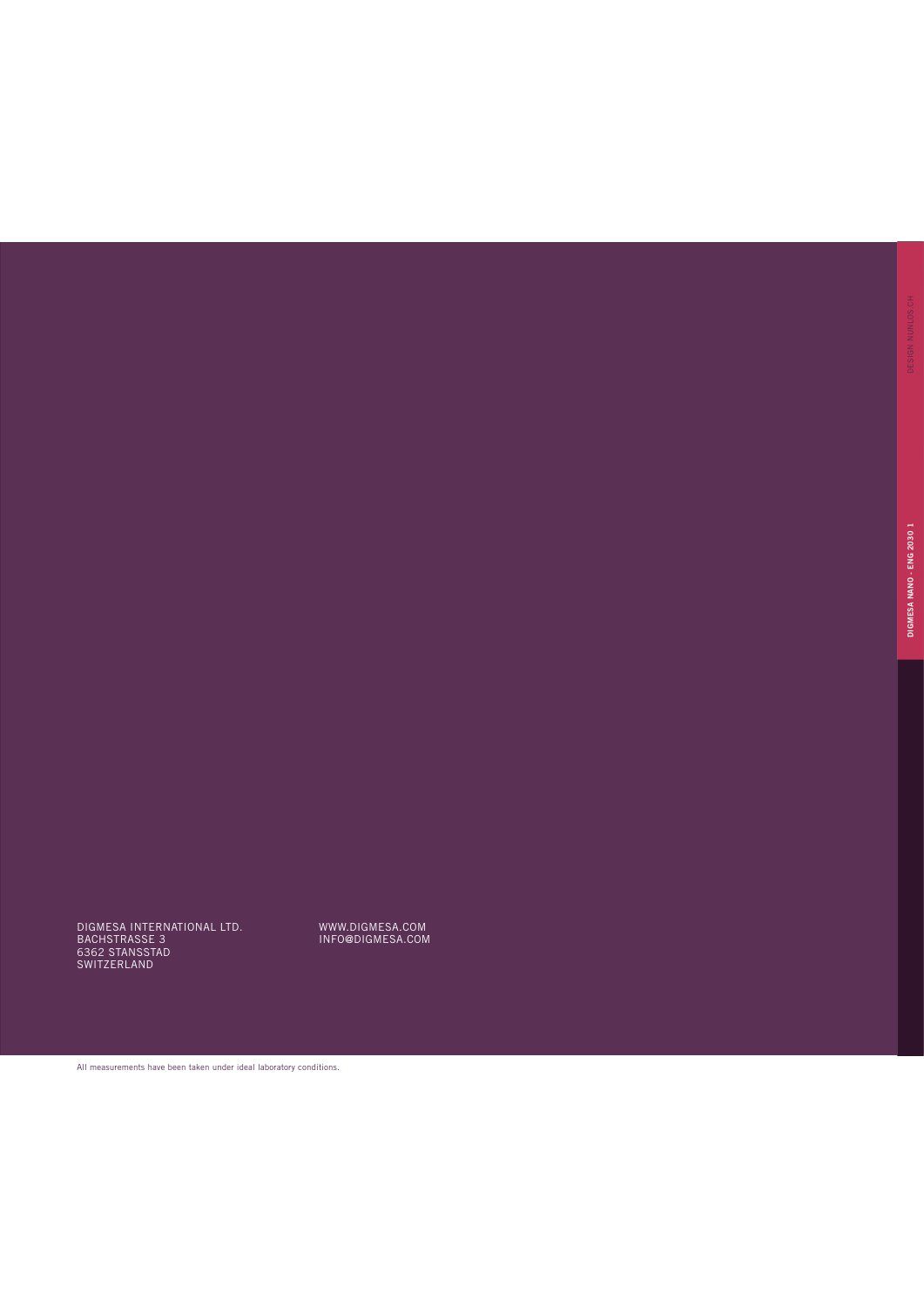DIGMESA INTERNATIONAL LTD.
BACHSTRASSE 3
6362 STANSSTAD
SWITZERLAND

WWW.DIGMESA.COM
INFO@DIGMESA.COM

DESIGN NUNLOS.CH

DIGMESA NANO - ENG 2030 1

All measurements have been taken under ideal laboratory conditions.